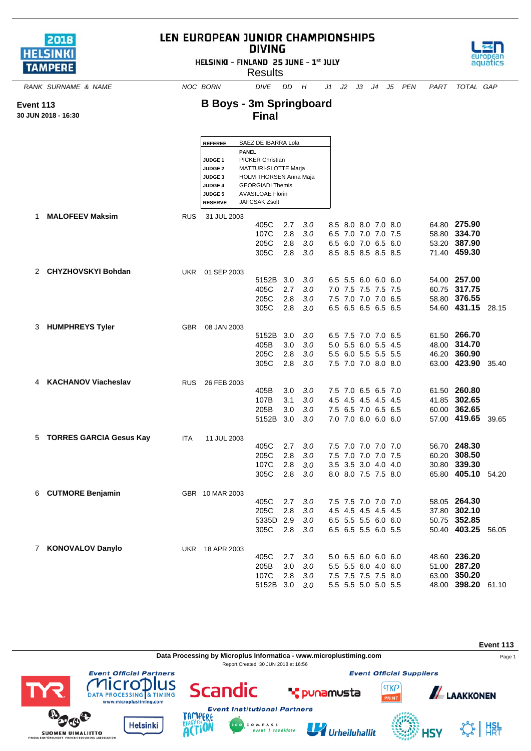# LEN EUROPEAN JUNIOR CHAMPIONSHIPS
## DIVING
HELSINKI - FINLAND 25 JUNE - 1st JULY

Results

**Event 113**
**30 JUN 2018 - 16:30**

## B Boys - 3m Springboard
## Final

| | |
|---|---|
| **REFEREE** | SAEZ DE IBARRA Lola |
| | **PANEL** |
| **JUDGE 1** | PICKER Christian |
| **JUDGE 2** | MATTURI-SLOTTE Marja |
| **JUDGE 3** | HOLM THORSEN Anna Maja |
| **JUDGE 4** | GEORGIADI Themis |
| **JUDGE 5** | AVASILOAE Florin |
| **RESERVE** | JAFCSAK Zsolt |

| RANK | SURNAME & NAME | NOC | BORN | DIVE | DD | H | J1 | J2 | J3 | J4 | J5 | PEN | PART | TOTAL | GAP |
|---|---|---|---|---|---|---|---|---|---|---|---|---|---|---|---|
| 1 | **MALOFEEV Maksim** | RUS | 31 JUL 2003 | | | | | | | | | | | | |
| | | | | 405C | 2.7 | 3.0 | 8.5 | 8.0 | 8.0 | 7.0 | 8.0 | | 64.80 | **275.90** | |
| | | | | 107C | 2.8 | 3.0 | 6.5 | 7.0 | 7.0 | 7.0 | 7.5 | | 58.80 | **334.70** | |
| | | | | 205C | 2.8 | 3.0 | 6.5 | 6.0 | 7.0 | 6.5 | 6.0 | | 53.20 | **387.90** | |
| | | | | 305C | 2.8 | 3.0 | 8.5 | 8.5 | 8.5 | 8.5 | 8.5 | | 71.40 | **459.30** | |
| 2 | **CHYZHOVSKYI Bohdan** | UKR | 01 SEP 2003 | | | | | | | | | | | | |
| | | | | 5152B | 3.0 | 3.0 | 6.5 | 5.5 | 6.0 | 6.0 | 6.0 | | 54.00 | **257.00** | |
| | | | | 405C | 2.7 | 3.0 | 7.0 | 7.5 | 7.5 | 7.5 | 7.5 | | 60.75 | **317.75** | |
| | | | | 205C | 2.8 | 3.0 | 7.5 | 7.0 | 7.0 | 7.0 | 6.5 | | 58.80 | **376.55** | |
| | | | | 305C | 2.8 | 3.0 | 6.5 | 6.5 | 6.5 | 6.5 | 6.5 | | 54.60 | **431.15** | 28.15 |
| 3 | **HUMPHREYS Tyler** | GBR | 08 JAN 2003 | | | | | | | | | | | | |
| | | | | 5152B | 3.0 | 3.0 | 6.5 | 7.5 | 7.0 | 7.0 | 6.5 | | 61.50 | **266.70** | |
| | | | | 405B | 3.0 | 3.0 | 5.0 | 5.5 | 6.0 | 5.5 | 4.5 | | 48.00 | **314.70** | |
| | | | | 205C | 2.8 | 3.0 | 5.5 | 6.0 | 5.5 | 5.5 | 5.5 | | 46.20 | **360.90** | |
| | | | | 305C | 2.8 | 3.0 | 7.5 | 7.0 | 7.0 | 8.0 | 8.0 | | 63.00 | **423.90** | 35.40 |
| 4 | **KACHANOV Viacheslav** | RUS | 26 FEB 2003 | | | | | | | | | | | | |
| | | | | 405B | 3.0 | 3.0 | 7.5 | 7.0 | 6.5 | 6.5 | 7.0 | | 61.50 | **260.80** | |
| | | | | 107B | 3.1 | 3.0 | 4.5 | 4.5 | 4.5 | 4.5 | 4.5 | | 41.85 | **302.65** | |
| | | | | 205B | 3.0 | 3.0 | 7.5 | 6.5 | 7.0 | 6.5 | 6.5 | | 60.00 | **362.65** | |
| | | | | 5152B | 3.0 | 3.0 | 7.0 | 7.0 | 6.0 | 6.0 | 6.0 | | 57.00 | **419.65** | 39.65 |
| 5 | **TORRES GARCIA Gesus Kay** | ITA | 11 JUL 2003 | | | | | | | | | | | | |
| | | | | 405C | 2.7 | 3.0 | 7.5 | 7.0 | 7.0 | 7.0 | 7.0 | | 56.70 | **248.30** | |
| | | | | 205C | 2.8 | 3.0 | 7.5 | 7.0 | 7.0 | 7.0 | 7.5 | | 60.20 | **308.50** | |
| | | | | 107C | 2.8 | 3.0 | 3.5 | 3.5 | 3.0 | 4.0 | 4.0 | | 30.80 | **339.30** | |
| | | | | 305C | 2.8 | 3.0 | 8.0 | 8.0 | 7.5 | 7.5 | 8.0 | | 65.80 | **405.10** | 54.20 |
| 6 | **CUTMORE Benjamin** | GBR | 10 MAR 2003 | | | | | | | | | | | | |
| | | | | 405C | 2.7 | 3.0 | 7.5 | 7.5 | 7.0 | 7.0 | 7.0 | | 58.05 | **264.30** | |
| | | | | 205C | 2.8 | 3.0 | 4.5 | 4.5 | 4.5 | 4.5 | 4.5 | | 37.80 | **302.10** | |
| | | | | 5335D | 2.9 | 3.0 | 6.5 | 5.5 | 5.5 | 6.0 | 6.0 | | 50.75 | **352.85** | |
| | | | | 305C | 2.8 | 3.0 | 6.5 | 6.5 | 5.5 | 6.0 | 5.5 | | 50.40 | **403.25** | 56.05 |
| 7 | **KONOVALOV Danylo** | UKR | 18 APR 2003 | | | | | | | | | | | | |
| | | | | 405C | 2.7 | 3.0 | 5.0 | 6.5 | 6.0 | 6.0 | 6.0 | | 48.60 | **236.20** | |
| | | | | 205B | 3.0 | 3.0 | 5.5 | 5.5 | 6.0 | 4.0 | 6.0 | | 51.00 | **287.20** | |
| | | | | 107C | 2.8 | 3.0 | 7.5 | 7.5 | 7.5 | 7.5 | 8.0 | | 63.00 | **350.20** | |
| | | | | 5152B | 3.0 | 3.0 | 5.5 | 5.5 | 5.0 | 5.0 | 5.5 | | 48.00 | **398.20** | 61.10 |

Data Processing by Microplus Informatica - www.microplustiming.com

Report Created 30 JUN 2018 at 16:56

Event Official Partners · Event Official Suppliers · Event Institutional Partners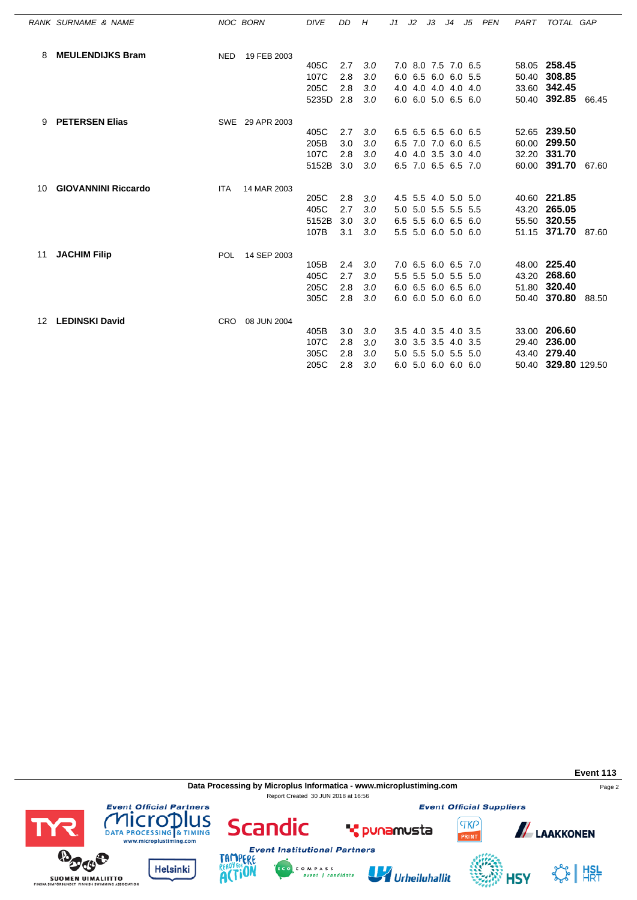| RANK | SURNAME & NAME | NOC | BORN | DIVE | DD | H | J1 | J2 | J3 | J4 | J5 | PEN | PART | TOTAL | GAP |
|---|---|---|---|---|---|---|---|---|---|---|---|---|---|---|---|
| 8 | **MEULENDIJKS Bram** | NED | 19 FEB 2003 | | | | | | | | | | | | |
| | | | | 405C | 2.7 | 3.0 | 7.0 | 8.0 | 7.5 | 7.0 | 6.5 | | 58.05 | **258.45** | |
| | | | | 107C | 2.8 | 3.0 | 6.0 | 6.5 | 6.0 | 6.0 | 5.5 | | 50.40 | **308.85** | |
| | | | | 205C | 2.8 | 3.0 | 4.0 | 4.0 | 4.0 | 4.0 | 4.0 | | 33.60 | **342.45** | |
| | | | | 5235D | 2.8 | 3.0 | 6.0 | 6.0 | 5.0 | 6.5 | 6.0 | | 50.40 | **392.85** | 66.45 |
| 9 | **PETERSEN Elias** | SWE | 29 APR 2003 | | | | | | | | | | | | |
| | | | | 405C | 2.7 | 3.0 | 6.5 | 6.5 | 6.5 | 6.0 | 6.5 | | 52.65 | **239.50** | |
| | | | | 205B | 3.0 | 3.0 | 6.5 | 7.0 | 7.0 | 6.0 | 6.5 | | 60.00 | **299.50** | |
| | | | | 107C | 2.8 | 3.0 | 4.0 | 4.0 | 3.5 | 3.0 | 4.0 | | 32.20 | **331.70** | |
| | | | | 5152B | 3.0 | 3.0 | 6.5 | 7.0 | 6.5 | 6.5 | 7.0 | | 60.00 | **391.70** | 67.60 |
| 10 | **GIOVANNINI Riccardo** | ITA | 14 MAR 2003 | | | | | | | | | | | | |
| | | | | 205C | 2.8 | 3.0 | 4.5 | 5.5 | 4.0 | 5.0 | 5.0 | | 40.60 | **221.85** | |
| | | | | 405C | 2.7 | 3.0 | 5.0 | 5.0 | 5.5 | 5.5 | 5.5 | | 43.20 | **265.05** | |
| | | | | 5152B | 3.0 | 3.0 | 6.5 | 5.5 | 6.0 | 6.5 | 6.0 | | 55.50 | **320.55** | |
| | | | | 107B | 3.1 | 3.0 | 5.5 | 5.0 | 6.0 | 5.0 | 6.0 | | 51.15 | **371.70** | 87.60 |
| 11 | **JACHIM Filip** | POL | 14 SEP 2003 | | | | | | | | | | | | |
| | | | | 105B | 2.4 | 3.0 | 7.0 | 6.5 | 6.0 | 6.5 | 7.0 | | 48.00 | **225.40** | |
| | | | | 405C | 2.7 | 3.0 | 5.5 | 5.5 | 5.0 | 5.5 | 5.0 | | 43.20 | **268.60** | |
| | | | | 205C | 2.8 | 3.0 | 6.0 | 6.5 | 6.0 | 6.5 | 6.0 | | 51.80 | **320.40** | |
| | | | | 305C | 2.8 | 3.0 | 6.0 | 6.0 | 5.0 | 6.0 | 6.0 | | 50.40 | **370.80** | 88.50 |
| 12 | **LEDINSKI David** | CRO | 08 JUN 2004 | | | | | | | | | | | | |
| | | | | 405B | 3.0 | 3.0 | 3.5 | 4.0 | 3.5 | 4.0 | 3.5 | | 33.00 | **206.60** | |
| | | | | 107C | 2.8 | 3.0 | 3.0 | 3.5 | 3.5 | 4.0 | 3.5 | | 29.40 | **236.00** | |
| | | | | 305C | 2.8 | 3.0 | 5.0 | 5.5 | 5.0 | 5.5 | 5.0 | | 43.40 | **279.40** | |
| | | | | 205C | 2.8 | 3.0 | 6.0 | 5.0 | 6.0 | 6.0 | 6.0 | | 50.40 | **329.80** | 129.50 |

**Event 113**

**Data Processing by Microplus Informatica - www.microplustiming.com**

Report Created 30 JUN 2018 at 16:56

*Event Official Partners* — *Event Official Suppliers* — *Event Institutional Partners*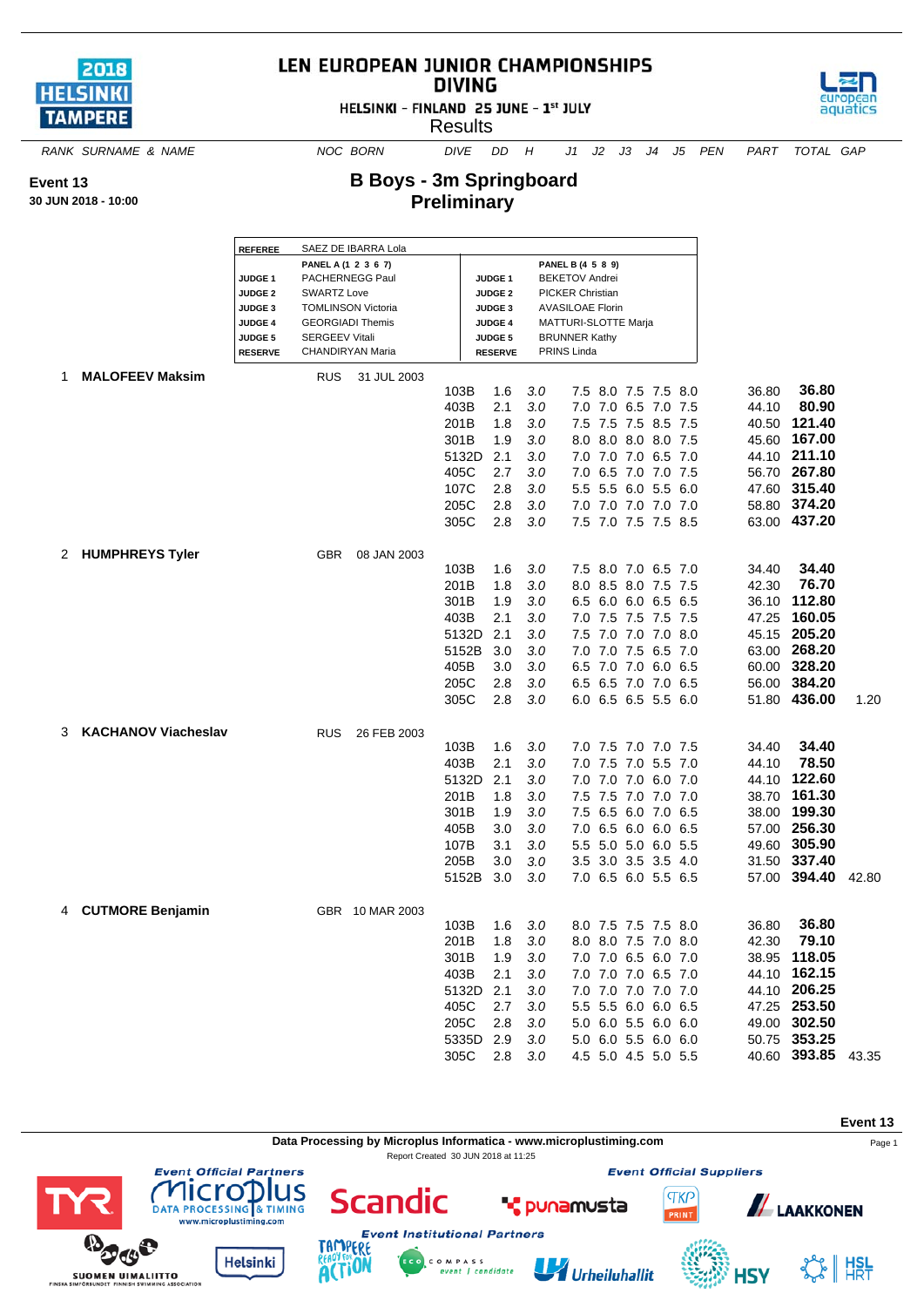# LEN EUROPEAN JUNIOR CHAMPIONSHIPS
## DIVING

HELSINKI - FINLAND 25 JUNE - 1st JULY

Results

**Event 13**
**30 JUN 2018 - 10:00**

## B Boys - 3m Springboard
## Preliminary

| REFEREE | SAEZ DE IBARRA Lola | | |
|---|---|---|---|
| | PANEL A (1 2 3 6 7) | | PANEL B (4 5 8 9) |
| JUDGE 1 | PACHERNEGG Paul | JUDGE 1 | BEKETOV Andrei |
| JUDGE 2 | SWARTZ Love | JUDGE 2 | PICKER Christian |
| JUDGE 3 | TOMLINSON Victoria | JUDGE 3 | AVASILOAE Florin |
| JUDGE 4 | GEORGIADI Themis | JUDGE 4 | MATTURI-SLOTTE Marja |
| JUDGE 5 | SERGEEV Vitali | JUDGE 5 | BRUNNER Kathy |
| RESERVE | CHANDIRYAN Maria | RESERVE | PRINS Linda |

| RANK | SURNAME & NAME | NOC | BORN | DIVE | DD | H | J1 | J2 | J3 | J4 | J5 | PEN | PART | TOTAL | GAP |
|---|---|---|---|---|---|---|---|---|---|---|---|---|---|---|---|
| 1 | **MALOFEEV Maksim** | RUS | 31 JUL 2003 | | | | | | | | | | | | |
| | | | | 103B | 1.6 | 3.0 | 7.5 | 8.0 | 7.5 | 7.5 | 8.0 | | 36.80 | **36.80** | |
| | | | | 403B | 2.1 | 3.0 | 7.0 | 7.0 | 6.5 | 7.0 | 7.5 | | 44.10 | **80.90** | |
| | | | | 201B | 1.8 | 3.0 | 7.5 | 7.5 | 7.5 | 8.5 | 7.5 | | 40.50 | **121.40** | |
| | | | | 301B | 1.9 | 3.0 | 8.0 | 8.0 | 8.0 | 8.0 | 7.5 | | 45.60 | **167.00** | |
| | | | | 5132D | 2.1 | 3.0 | 7.0 | 7.0 | 7.0 | 6.5 | 7.0 | | 44.10 | **211.10** | |
| | | | | 405C | 2.7 | 3.0 | 7.0 | 6.5 | 7.0 | 7.0 | 7.5 | | 56.70 | **267.80** | |
| | | | | 107C | 2.8 | 3.0 | 5.5 | 5.5 | 6.0 | 5.5 | 6.0 | | 47.60 | **315.40** | |
| | | | | 205C | 2.8 | 3.0 | 7.0 | 7.0 | 7.0 | 7.0 | 7.0 | | 58.80 | **374.20** | |
| | | | | 305C | 2.8 | 3.0 | 7.5 | 7.0 | 7.5 | 7.5 | 8.5 | | 63.00 | **437.20** | |
| 2 | **HUMPHREYS Tyler** | GBR | 08 JAN 2003 | | | | | | | | | | | | |
| | | | | 103B | 1.6 | 3.0 | 7.5 | 8.0 | 7.0 | 6.5 | 7.0 | | 34.40 | **34.40** | |
| | | | | 201B | 1.8 | 3.0 | 8.0 | 8.5 | 8.0 | 7.5 | 7.5 | | 42.30 | **76.70** | |
| | | | | 301B | 1.9 | 3.0 | 6.5 | 6.0 | 6.0 | 6.5 | 6.5 | | 36.10 | **112.80** | |
| | | | | 403B | 2.1 | 3.0 | 7.0 | 7.5 | 7.5 | 7.5 | 7.5 | | 47.25 | **160.05** | |
| | | | | 5132D | 2.1 | 3.0 | 7.5 | 7.0 | 7.0 | 7.0 | 8.0 | | 45.15 | **205.20** | |
| | | | | 5152B | 3.0 | 3.0 | 7.0 | 7.0 | 7.5 | 6.5 | 7.0 | | 63.00 | **268.20** | |
| | | | | 405B | 3.0 | 3.0 | 6.5 | 7.0 | 7.0 | 6.0 | 6.5 | | 60.00 | **328.20** | |
| | | | | 205C | 2.8 | 3.0 | 6.5 | 6.5 | 7.0 | 7.0 | 6.5 | | 56.00 | **384.20** | |
| | | | | 305C | 2.8 | 3.0 | 6.0 | 6.5 | 6.5 | 5.5 | 6.0 | | 51.80 | **436.00** | 1.20 |
| 3 | **KACHANOV Viacheslav** | RUS | 26 FEB 2003 | | | | | | | | | | | | |
| | | | | 103B | 1.6 | 3.0 | 7.0 | 7.5 | 7.0 | 7.0 | 7.5 | | 34.40 | **34.40** | |
| | | | | 403B | 2.1 | 3.0 | 7.0 | 7.5 | 7.0 | 5.5 | 7.0 | | 44.10 | **78.50** | |
| | | | | 5132D | 2.1 | 3.0 | 7.0 | 7.0 | 7.0 | 6.0 | 7.0 | | 44.10 | **122.60** | |
| | | | | 201B | 1.8 | 3.0 | 7.5 | 7.5 | 7.0 | 7.0 | 7.0 | | 38.70 | **161.30** | |
| | | | | 301B | 1.9 | 3.0 | 7.5 | 6.5 | 6.0 | 7.0 | 6.5 | | 38.00 | **199.30** | |
| | | | | 405B | 3.0 | 3.0 | 7.0 | 6.5 | 6.0 | 6.0 | 6.5 | | 57.00 | **256.30** | |
| | | | | 107B | 3.1 | 3.0 | 5.5 | 5.0 | 5.0 | 6.0 | 5.5 | | 49.60 | **305.90** | |
| | | | | 205B | 3.0 | 3.0 | 3.5 | 3.0 | 3.5 | 3.5 | 4.0 | | 31.50 | **337.40** | |
| | | | | 5152B | 3.0 | 3.0 | 7.0 | 6.5 | 6.0 | 5.5 | 6.5 | | 57.00 | **394.40** | 42.80 |
| 4 | **CUTMORE Benjamin** | GBR | 10 MAR 2003 | | | | | | | | | | | | |
| | | | | 103B | 1.6 | 3.0 | 8.0 | 7.5 | 7.5 | 7.5 | 8.0 | | 36.80 | **36.80** | |
| | | | | 201B | 1.8 | 3.0 | 8.0 | 8.0 | 7.5 | 7.0 | 8.0 | | 42.30 | **79.10** | |
| | | | | 301B | 1.9 | 3.0 | 7.0 | 7.0 | 6.5 | 6.0 | 7.0 | | 38.95 | **118.05** | |
| | | | | 403B | 2.1 | 3.0 | 7.0 | 7.0 | 7.0 | 6.5 | 7.0 | | 44.10 | **162.15** | |
| | | | | 5132D | 2.1 | 3.0 | 7.0 | 7.0 | 7.0 | 7.0 | 7.0 | | 44.10 | **206.25** | |
| | | | | 405C | 2.7 | 3.0 | 5.5 | 5.5 | 6.0 | 6.0 | 6.5 | | 47.25 | **253.50** | |
| | | | | 205C | 2.8 | 3.0 | 5.0 | 6.0 | 5.5 | 6.0 | 6.0 | | 49.00 | **302.50** | |
| | | | | 5335D | 2.9 | 3.0 | 5.0 | 6.0 | 5.5 | 6.0 | 6.0 | | 50.75 | **353.25** | |
| | | | | 305C | 2.8 | 3.0 | 4.5 | 5.0 | 4.5 | 5.0 | 5.5 | | 40.60 | **393.85** | 43.35 |

Data Processing by Microplus Informatica - www.microplustiming.com

Report Created 30 JUN 2018 at 11:25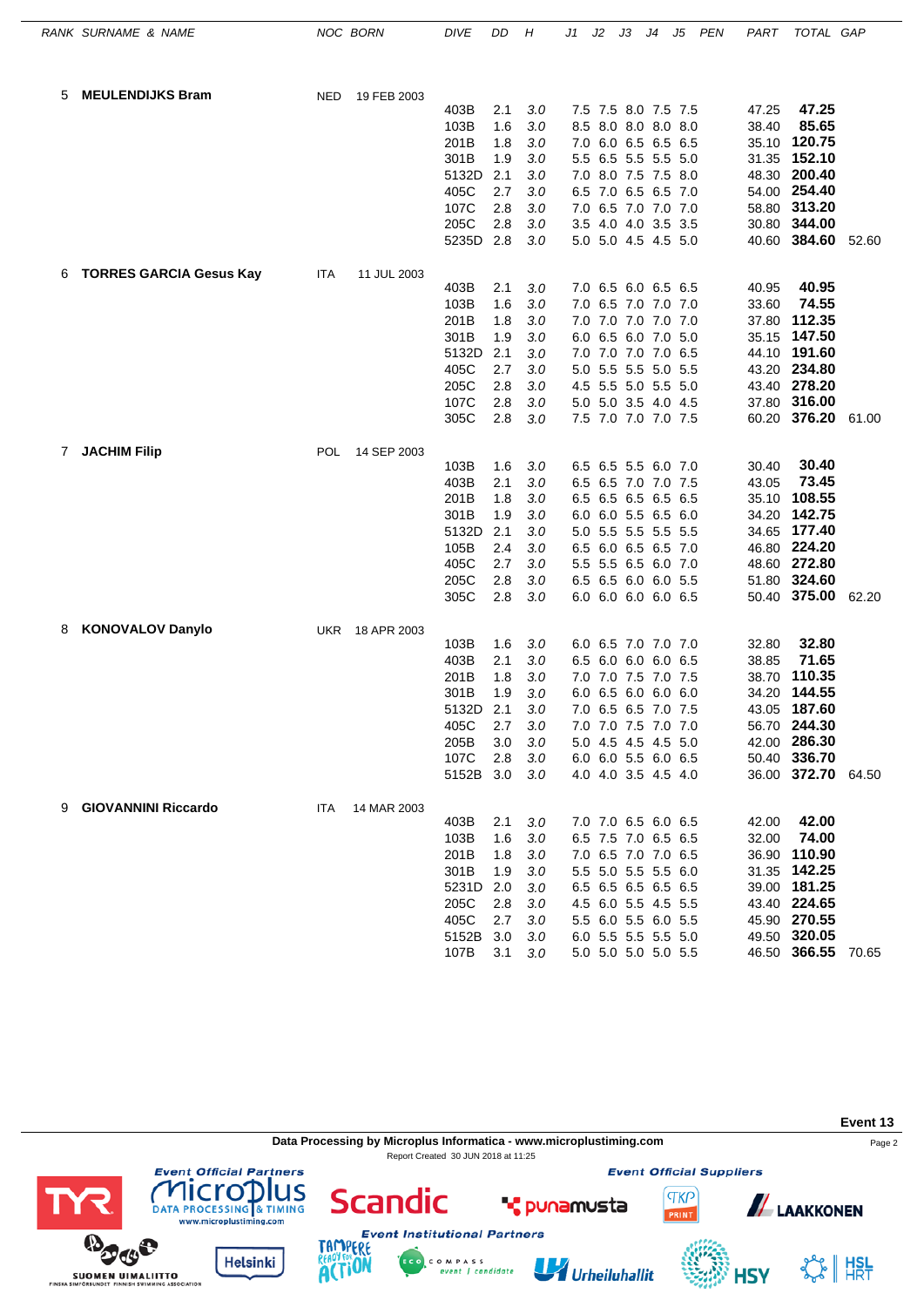| RANK | SURNAME & NAME | NOC | BORN | DIVE | DD | H | J1 | J2 | J3 | J4 | J5 | PEN | PART | TOTAL | GAP |
|---|---|---|---|---|---|---|---|---|---|---|---|---|---|---|---|
| 5 | **MEULENDIJKS Bram** | NED | 19 FEB 2003 | | | | | | | | | | | | |
| | | | | 403B | 2.1 | 3.0 | 7.5 | 7.5 | 8.0 | 7.5 | 7.5 | | 47.25 | **47.25** | |
| | | | | 103B | 1.6 | 3.0 | 8.5 | 8.0 | 8.0 | 8.0 | 8.0 | | 38.40 | **85.65** | |
| | | | | 201B | 1.8 | 3.0 | 7.0 | 6.0 | 6.5 | 6.5 | 6.5 | | 35.10 | **120.75** | |
| | | | | 301B | 1.9 | 3.0 | 5.5 | 6.5 | 5.5 | 5.5 | 5.0 | | 31.35 | **152.10** | |
| | | | | 5132D | 2.1 | 3.0 | 7.0 | 8.0 | 7.5 | 7.5 | 8.0 | | 48.30 | **200.40** | |
| | | | | 405C | 2.7 | 3.0 | 6.5 | 7.0 | 6.5 | 6.5 | 7.0 | | 54.00 | **254.40** | |
| | | | | 107C | 2.8 | 3.0 | 7.0 | 6.5 | 7.0 | 7.0 | 7.0 | | 58.80 | **313.20** | |
| | | | | 205C | 2.8 | 3.0 | 3.5 | 4.0 | 4.0 | 3.5 | 3.5 | | 30.80 | **344.00** | |
| | | | | 5235D | 2.8 | 3.0 | 5.0 | 5.0 | 4.5 | 4.5 | 5.0 | | 40.60 | **384.60** | 52.60 |
| 6 | **TORRES GARCIA Gesus Kay** | ITA | 11 JUL 2003 | | | | | | | | | | | | |
| | | | | 403B | 2.1 | 3.0 | 7.0 | 6.5 | 6.0 | 6.5 | 6.5 | | 40.95 | **40.95** | |
| | | | | 103B | 1.6 | 3.0 | 7.0 | 6.5 | 7.0 | 7.0 | 7.0 | | 33.60 | **74.55** | |
| | | | | 201B | 1.8 | 3.0 | 7.0 | 7.0 | 7.0 | 7.0 | 7.0 | | 37.80 | **112.35** | |
| | | | | 301B | 1.9 | 3.0 | 6.0 | 6.5 | 6.0 | 7.0 | 5.0 | | 35.15 | **147.50** | |
| | | | | 5132D | 2.1 | 3.0 | 7.0 | 7.0 | 7.0 | 7.0 | 6.5 | | 44.10 | **191.60** | |
| | | | | 405C | 2.7 | 3.0 | 5.0 | 5.5 | 5.5 | 5.0 | 5.5 | | 43.20 | **234.80** | |
| | | | | 205C | 2.8 | 3.0 | 4.5 | 5.5 | 5.0 | 5.5 | 5.0 | | 43.40 | **278.20** | |
| | | | | 107C | 2.8 | 3.0 | 5.0 | 5.0 | 3.5 | 4.0 | 4.5 | | 37.80 | **316.00** | |
| | | | | 305C | 2.8 | 3.0 | 7.5 | 7.0 | 7.0 | 7.0 | 7.5 | | 60.20 | **376.20** | 61.00 |
| 7 | **JACHIM Filip** | POL | 14 SEP 2003 | | | | | | | | | | | | |
| | | | | 103B | 1.6 | 3.0 | 6.5 | 6.5 | 5.5 | 6.0 | 7.0 | | 30.40 | **30.40** | |
| | | | | 403B | 2.1 | 3.0 | 6.5 | 6.5 | 7.0 | 7.0 | 7.5 | | 43.05 | **73.45** | |
| | | | | 201B | 1.8 | 3.0 | 6.5 | 6.5 | 6.5 | 6.5 | 6.5 | | 35.10 | **108.55** | |
| | | | | 301B | 1.9 | 3.0 | 6.0 | 6.0 | 5.5 | 6.5 | 6.0 | | 34.20 | **142.75** | |
| | | | | 5132D | 2.1 | 3.0 | 5.0 | 5.5 | 5.5 | 5.5 | 5.5 | | 34.65 | **177.40** | |
| | | | | 105B | 2.4 | 3.0 | 6.5 | 6.0 | 6.5 | 6.5 | 7.0 | | 46.80 | **224.20** | |
| | | | | 405C | 2.7 | 3.0 | 5.5 | 5.5 | 6.5 | 6.0 | 7.0 | | 48.60 | **272.80** | |
| | | | | 205C | 2.8 | 3.0 | 6.5 | 6.5 | 6.0 | 6.0 | 5.5 | | 51.80 | **324.60** | |
| | | | | 305C | 2.8 | 3.0 | 6.0 | 6.0 | 6.0 | 6.0 | 6.5 | | 50.40 | **375.00** | 62.20 |
| 8 | **KONOVALOV Danylo** | UKR | 18 APR 2003 | | | | | | | | | | | | |
| | | | | 103B | 1.6 | 3.0 | 6.0 | 6.5 | 7.0 | 7.0 | 7.0 | | 32.80 | **32.80** | |
| | | | | 403B | 2.1 | 3.0 | 6.5 | 6.0 | 6.0 | 6.0 | 6.5 | | 38.85 | **71.65** | |
| | | | | 201B | 1.8 | 3.0 | 7.0 | 7.0 | 7.5 | 7.0 | 7.5 | | 38.70 | **110.35** | |
| | | | | 301B | 1.9 | 3.0 | 6.0 | 6.5 | 6.0 | 6.0 | 6.0 | | 34.20 | **144.55** | |
| | | | | 5132D | 2.1 | 3.0 | 7.0 | 6.5 | 6.5 | 7.0 | 7.5 | | 43.05 | **187.60** | |
| | | | | 405C | 2.7 | 3.0 | 7.0 | 7.0 | 7.5 | 7.0 | 7.0 | | 56.70 | **244.30** | |
| | | | | 205B | 3.0 | 3.0 | 5.0 | 4.5 | 4.5 | 4.5 | 5.0 | | 42.00 | **286.30** | |
| | | | | 107C | 2.8 | 3.0 | 6.0 | 6.0 | 5.5 | 6.0 | 6.5 | | 50.40 | **336.70** | |
| | | | | 5152B | 3.0 | 3.0 | 4.0 | 4.0 | 3.5 | 4.5 | 4.0 | | 36.00 | **372.70** | 64.50 |
| 9 | **GIOVANNINI Riccardo** | ITA | 14 MAR 2003 | | | | | | | | | | | | |
| | | | | 403B | 2.1 | 3.0 | 7.0 | 7.0 | 6.5 | 6.0 | 6.5 | | 42.00 | **42.00** | |
| | | | | 103B | 1.6 | 3.0 | 6.5 | 7.5 | 7.0 | 6.5 | 6.5 | | 32.00 | **74.00** | |
| | | | | 201B | 1.8 | 3.0 | 7.0 | 6.5 | 7.0 | 7.0 | 6.5 | | 36.90 | **110.90** | |
| | | | | 301B | 1.9 | 3.0 | 5.5 | 5.0 | 5.5 | 5.5 | 6.0 | | 31.35 | **142.25** | |
| | | | | 5231D | 2.0 | 3.0 | 6.5 | 6.5 | 6.5 | 6.5 | 6.5 | | 39.00 | **181.25** | |
| | | | | 205C | 2.8 | 3.0 | 4.5 | 6.0 | 5.5 | 4.5 | 5.5 | | 43.40 | **224.65** | |
| | | | | 405C | 2.7 | 3.0 | 5.5 | 6.0 | 5.5 | 6.0 | 5.5 | | 45.90 | **270.55** | |
| | | | | 5152B | 3.0 | 3.0 | 6.0 | 5.5 | 5.5 | 5.5 | 5.0 | | 49.50 | **320.05** | |
| | | | | 107B | 3.1 | 3.0 | 5.0 | 5.0 | 5.0 | 5.0 | 5.5 | | 46.50 | **366.55** | 70.65 |

Event 13

Data Processing by Microplus Informatica - www.microplustiming.com

Report Created 30 JUN 2018 at 11:25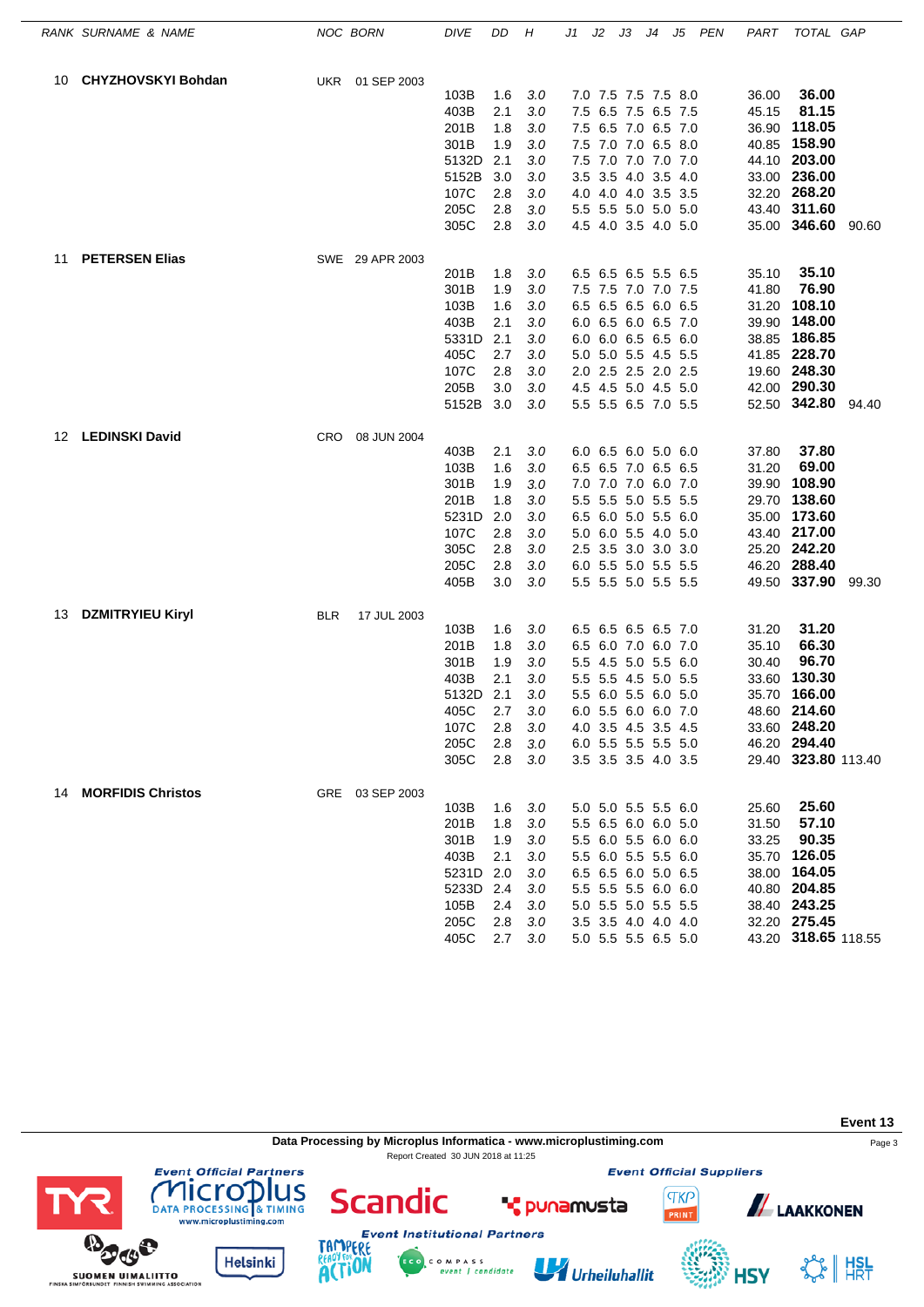| RANK | SURNAME & NAME | NOC | BORN | DIVE | DD | H | J1 | J2 | J3 | J4 | J5 | PEN | PART | TOTAL | GAP |
|---|---|---|---|---|---|---|---|---|---|---|---|---|---|---|---|
| 10 | **CHYZHOVSKYI Bohdan** | UKR | 01 SEP 2003 | | | | | | | | | | | | |
| | | | | 103B | 1.6 | 3.0 | 7.0 | 7.5 | 7.5 | 7.5 | 8.0 | | 36.00 | **36.00** | |
| | | | | 403B | 2.1 | 3.0 | 7.5 | 6.5 | 7.5 | 6.5 | 7.5 | | 45.15 | **81.15** | |
| | | | | 201B | 1.8 | 3.0 | 7.5 | 6.5 | 7.0 | 6.5 | 7.0 | | 36.90 | **118.05** | |
| | | | | 301B | 1.9 | 3.0 | 7.5 | 7.0 | 7.0 | 6.5 | 8.0 | | 40.85 | **158.90** | |
| | | | | 5132D | 2.1 | 3.0 | 7.5 | 7.0 | 7.0 | 7.0 | 7.0 | | 44.10 | **203.00** | |
| | | | | 5152B | 3.0 | 3.0 | 3.5 | 3.5 | 4.0 | 3.5 | 4.0 | | 33.00 | **236.00** | |
| | | | | 107C | 2.8 | 3.0 | 4.0 | 4.0 | 4.0 | 3.5 | 3.5 | | 32.20 | **268.20** | |
| | | | | 205C | 2.8 | 3.0 | 5.5 | 5.5 | 5.0 | 5.0 | 5.0 | | 43.40 | **311.60** | |
| | | | | 305C | 2.8 | 3.0 | 4.5 | 4.0 | 3.5 | 4.0 | 5.0 | | 35.00 | **346.60** | 90.60 |
| 11 | **PETERSEN Elias** | SWE | 29 APR 2003 | | | | | | | | | | | | |
| | | | | 201B | 1.8 | 3.0 | 6.5 | 6.5 | 6.5 | 5.5 | 6.5 | | 35.10 | **35.10** | |
| | | | | 301B | 1.9 | 3.0 | 7.5 | 7.5 | 7.0 | 7.0 | 7.5 | | 41.80 | **76.90** | |
| | | | | 103B | 1.6 | 3.0 | 6.5 | 6.5 | 6.5 | 6.0 | 6.5 | | 31.20 | **108.10** | |
| | | | | 403B | 2.1 | 3.0 | 6.0 | 6.5 | 6.0 | 6.5 | 7.0 | | 39.90 | **148.00** | |
| | | | | 5331D | 2.1 | 3.0 | 6.0 | 6.0 | 6.5 | 6.5 | 6.0 | | 38.85 | **186.85** | |
| | | | | 405C | 2.7 | 3.0 | 5.0 | 5.0 | 5.5 | 4.5 | 5.5 | | 41.85 | **228.70** | |
| | | | | 107C | 2.8 | 3.0 | 2.0 | 2.5 | 2.5 | 2.0 | 2.5 | | 19.60 | **248.30** | |
| | | | | 205B | 3.0 | 3.0 | 4.5 | 4.5 | 5.0 | 4.5 | 5.0 | | 42.00 | **290.30** | |
| | | | | 5152B | 3.0 | 3.0 | 5.5 | 5.5 | 6.5 | 7.0 | 5.5 | | 52.50 | **342.80** | 94.40 |
| 12 | **LEDINSKI David** | CRO | 08 JUN 2004 | | | | | | | | | | | | |
| | | | | 403B | 2.1 | 3.0 | 6.0 | 6.5 | 6.0 | 5.0 | 6.0 | | 37.80 | **37.80** | |
| | | | | 103B | 1.6 | 3.0 | 6.5 | 6.5 | 7.0 | 6.5 | 6.5 | | 31.20 | **69.00** | |
| | | | | 301B | 1.9 | 3.0 | 7.0 | 7.0 | 7.0 | 6.0 | 7.0 | | 39.90 | **108.90** | |
| | | | | 201B | 1.8 | 3.0 | 5.5 | 5.5 | 5.0 | 5.5 | 5.5 | | 29.70 | **138.60** | |
| | | | | 5231D | 2.0 | 3.0 | 6.5 | 6.0 | 5.0 | 5.5 | 6.0 | | 35.00 | **173.60** | |
| | | | | 107C | 2.8 | 3.0 | 5.0 | 6.0 | 5.5 | 4.0 | 5.0 | | 43.40 | **217.00** | |
| | | | | 305C | 2.8 | 3.0 | 2.5 | 3.5 | 3.0 | 3.0 | 3.0 | | 25.20 | **242.20** | |
| | | | | 205C | 2.8 | 3.0 | 6.0 | 5.5 | 5.0 | 5.5 | 5.5 | | 46.20 | **288.40** | |
| | | | | 405B | 3.0 | 3.0 | 5.5 | 5.5 | 5.0 | 5.5 | 5.5 | | 49.50 | **337.90** | 99.30 |
| 13 | **DZMITRYIEU Kiryl** | BLR | 17 JUL 2003 | | | | | | | | | | | | |
| | | | | 103B | 1.6 | 3.0 | 6.5 | 6.5 | 6.5 | 6.5 | 7.0 | | 31.20 | **31.20** | |
| | | | | 201B | 1.8 | 3.0 | 6.5 | 6.0 | 7.0 | 6.0 | 7.0 | | 35.10 | **66.30** | |
| | | | | 301B | 1.9 | 3.0 | 5.5 | 4.5 | 5.0 | 5.5 | 6.0 | | 30.40 | **96.70** | |
| | | | | 403B | 2.1 | 3.0 | 5.5 | 5.5 | 4.5 | 5.0 | 5.5 | | 33.60 | **130.30** | |
| | | | | 5132D | 2.1 | 3.0 | 5.5 | 6.0 | 5.5 | 6.0 | 5.0 | | 35.70 | **166.00** | |
| | | | | 405C | 2.7 | 3.0 | 6.0 | 5.5 | 6.0 | 6.0 | 7.0 | | 48.60 | **214.60** | |
| | | | | 107C | 2.8 | 3.0 | 4.0 | 3.5 | 4.5 | 3.5 | 4.5 | | 33.60 | **248.20** | |
| | | | | 205C | 2.8 | 3.0 | 6.0 | 5.5 | 5.5 | 5.5 | 5.0 | | 46.20 | **294.40** | |
| | | | | 305C | 2.8 | 3.0 | 3.5 | 3.5 | 3.5 | 4.0 | 3.5 | | 29.40 | **323.80** | 113.40 |
| 14 | **MORFIDIS Christos** | GRE | 03 SEP 2003 | | | | | | | | | | | | |
| | | | | 103B | 1.6 | 3.0 | 5.0 | 5.0 | 5.5 | 5.5 | 6.0 | | 25.60 | **25.60** | |
| | | | | 201B | 1.8 | 3.0 | 5.5 | 6.5 | 6.0 | 6.0 | 5.0 | | 31.50 | **57.10** | |
| | | | | 301B | 1.9 | 3.0 | 5.5 | 6.0 | 5.5 | 6.0 | 6.0 | | 33.25 | **90.35** | |
| | | | | 403B | 2.1 | 3.0 | 5.5 | 6.0 | 5.5 | 5.5 | 6.0 | | 35.70 | **126.05** | |
| | | | | 5231D | 2.0 | 3.0 | 6.5 | 6.5 | 6.0 | 5.0 | 6.5 | | 38.00 | **164.05** | |
| | | | | 5233D | 2.4 | 3.0 | 5.5 | 5.5 | 5.5 | 6.0 | 6.0 | | 40.80 | **204.85** | |
| | | | | 105B | 2.4 | 3.0 | 5.0 | 5.5 | 5.0 | 5.5 | 5.5 | | 38.40 | **243.25** | |
| | | | | 205C | 2.8 | 3.0 | 3.5 | 3.5 | 4.0 | 4.0 | 4.0 | | 32.20 | **275.45** | |
| | | | | 405C | 2.7 | 3.0 | 5.0 | 5.5 | 5.5 | 6.5 | 5.0 | | 43.20 | **318.65** | 118.55 |

Event 13

Data Processing by Microplus Informatica - www.microplustiming.com

Report Created 30 JUN 2018 at 11:25

Event Official Partners | Event Official Suppliers | Event Institutional Partners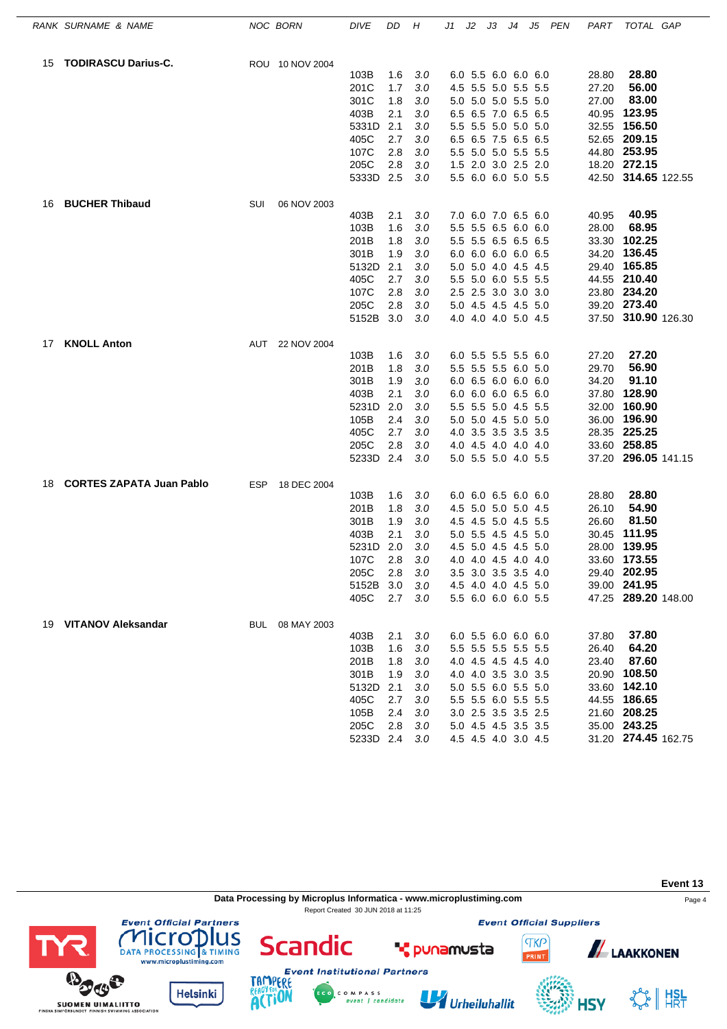| RANK | SURNAME & NAME | NOC | BORN | DIVE | DD | H | J1 | J2 | J3 | J4 | J5 | PEN | PART | TOTAL | GAP |
|---|---|---|---|---|---|---|---|---|---|---|---|---|---|---|---|
| 15 | **TODIRASCU Darius-C.** | ROU | 10 NOV 2004 | | | | | | | | | | | | |
| | | | | 103B | 1.6 | 3.0 | 6.0 | 5.5 | 6.0 | 6.0 | 6.0 | | 28.80 | **28.80** | |
| | | | | 201C | 1.7 | 3.0 | 4.5 | 5.5 | 5.0 | 5.5 | 5.5 | | 27.20 | **56.00** | |
| | | | | 301C | 1.8 | 3.0 | 5.0 | 5.0 | 5.0 | 5.5 | 5.0 | | 27.00 | **83.00** | |
| | | | | 403B | 2.1 | 3.0 | 6.5 | 6.5 | 7.0 | 6.5 | 6.5 | | 40.95 | **123.95** | |
| | | | | 5331D | 2.1 | 3.0 | 5.5 | 5.5 | 5.0 | 5.0 | 5.0 | | 32.55 | **156.50** | |
| | | | | 405C | 2.7 | 3.0 | 6.5 | 6.5 | 7.5 | 6.5 | 6.5 | | 52.65 | **209.15** | |
| | | | | 107C | 2.8 | 3.0 | 5.5 | 5.0 | 5.0 | 5.5 | 5.5 | | 44.80 | **253.95** | |
| | | | | 205C | 2.8 | 3.0 | 1.5 | 2.0 | 3.0 | 2.5 | 2.0 | | 18.20 | **272.15** | |
| | | | | 5333D | 2.5 | 3.0 | 5.5 | 6.0 | 6.0 | 5.0 | 5.5 | | 42.50 | **314.65** | 122.55 |
| 16 | **BUCHER Thibaud** | SUI | 06 NOV 2003 | | | | | | | | | | | | |
| | | | | 403B | 2.1 | 3.0 | 7.0 | 6.0 | 7.0 | 6.5 | 6.0 | | 40.95 | **40.95** | |
| | | | | 103B | 1.6 | 3.0 | 5.5 | 5.5 | 6.5 | 6.0 | 6.0 | | 28.00 | **68.95** | |
| | | | | 201B | 1.8 | 3.0 | 5.5 | 5.5 | 6.5 | 6.5 | 6.5 | | 33.30 | **102.25** | |
| | | | | 301B | 1.9 | 3.0 | 6.0 | 6.0 | 6.0 | 6.0 | 6.5 | | 34.20 | **136.45** | |
| | | | | 5132D | 2.1 | 3.0 | 5.0 | 5.0 | 4.0 | 4.5 | 4.5 | | 29.40 | **165.85** | |
| | | | | 405C | 2.7 | 3.0 | 5.5 | 5.0 | 6.0 | 5.5 | 5.5 | | 44.55 | **210.40** | |
| | | | | 107C | 2.8 | 3.0 | 2.5 | 2.5 | 3.0 | 3.0 | 3.0 | | 23.80 | **234.20** | |
| | | | | 205C | 2.8 | 3.0 | 5.0 | 4.5 | 4.5 | 4.5 | 5.0 | | 39.20 | **273.40** | |
| | | | | 5152B | 3.0 | 3.0 | 4.0 | 4.0 | 4.0 | 5.0 | 4.5 | | 37.50 | **310.90** | 126.30 |
| 17 | **KNOLL Anton** | AUT | 22 NOV 2004 | | | | | | | | | | | | |
| | | | | 103B | 1.6 | 3.0 | 6.0 | 5.5 | 5.5 | 5.5 | 6.0 | | 27.20 | **27.20** | |
| | | | | 201B | 1.8 | 3.0 | 5.5 | 5.5 | 5.5 | 6.0 | 5.0 | | 29.70 | **56.90** | |
| | | | | 301B | 1.9 | 3.0 | 6.0 | 6.5 | 6.0 | 6.0 | 6.0 | | 34.20 | **91.10** | |
| | | | | 403B | 2.1 | 3.0 | 6.0 | 6.0 | 6.0 | 6.5 | 6.0 | | 37.80 | **128.90** | |
| | | | | 5231D | 2.0 | 3.0 | 5.5 | 5.5 | 5.0 | 4.5 | 5.5 | | 32.00 | **160.90** | |
| | | | | 105B | 2.4 | 3.0 | 5.0 | 5.0 | 4.5 | 5.0 | 5.0 | | 36.00 | **196.90** | |
| | | | | 405C | 2.7 | 3.0 | 4.0 | 3.5 | 3.5 | 3.5 | 3.5 | | 28.35 | **225.25** | |
| | | | | 205C | 2.8 | 3.0 | 4.0 | 4.5 | 4.0 | 4.0 | 4.0 | | 33.60 | **258.85** | |
| | | | | 5233D | 2.4 | 3.0 | 5.0 | 5.5 | 5.0 | 4.0 | 5.5 | | 37.20 | **296.05** | 141.15 |
| 18 | **CORTES ZAPATA Juan Pablo** | ESP | 18 DEC 2004 | | | | | | | | | | | | |
| | | | | 103B | 1.6 | 3.0 | 6.0 | 6.0 | 6.5 | 6.0 | 6.0 | | 28.80 | **28.80** | |
| | | | | 201B | 1.8 | 3.0 | 4.5 | 5.0 | 5.0 | 5.0 | 4.5 | | 26.10 | **54.90** | |
| | | | | 301B | 1.9 | 3.0 | 4.5 | 4.5 | 5.0 | 4.5 | 5.5 | | 26.60 | **81.50** | |
| | | | | 403B | 2.1 | 3.0 | 5.0 | 5.5 | 4.5 | 4.5 | 5.0 | | 30.45 | **111.95** | |
| | | | | 5231D | 2.0 | 3.0 | 4.5 | 5.0 | 4.5 | 4.5 | 5.0 | | 28.00 | **139.95** | |
| | | | | 107C | 2.8 | 3.0 | 4.0 | 4.0 | 4.5 | 4.0 | 4.0 | | 33.60 | **173.55** | |
| | | | | 205C | 2.8 | 3.0 | 3.5 | 3.0 | 3.5 | 3.5 | 4.0 | | 29.40 | **202.95** | |
| | | | | 5152B | 3.0 | 3.0 | 4.5 | 4.0 | 4.0 | 4.5 | 5.0 | | 39.00 | **241.95** | |
| | | | | 405C | 2.7 | 3.0 | 5.5 | 6.0 | 6.0 | 6.0 | 5.5 | | 47.25 | **289.20** | 148.00 |
| 19 | **VITANOV Aleksandar** | BUL | 08 MAY 2003 | | | | | | | | | | | | |
| | | | | 403B | 2.1 | 3.0 | 6.0 | 5.5 | 6.0 | 6.0 | 6.0 | | 37.80 | **37.80** | |
| | | | | 103B | 1.6 | 3.0 | 5.5 | 5.5 | 5.5 | 5.5 | 5.5 | | 26.40 | **64.20** | |
| | | | | 201B | 1.8 | 3.0 | 4.0 | 4.5 | 4.5 | 4.5 | 4.0 | | 23.40 | **87.60** | |
| | | | | 301B | 1.9 | 3.0 | 4.0 | 4.0 | 3.5 | 3.0 | 3.5 | | 20.90 | **108.50** | |
| | | | | 5132D | 2.1 | 3.0 | 5.0 | 5.5 | 6.0 | 5.5 | 5.0 | | 33.60 | **142.10** | |
| | | | | 405C | 2.7 | 3.0 | 5.5 | 5.5 | 6.0 | 5.5 | 5.5 | | 44.55 | **186.65** | |
| | | | | 105B | 2.4 | 3.0 | 3.0 | 2.5 | 3.5 | 3.5 | 2.5 | | 21.60 | **208.25** | |
| | | | | 205C | 2.8 | 3.0 | 5.0 | 4.5 | 4.5 | 3.5 | 3.5 | | 35.00 | **243.25** | |
| | | | | 5233D | 2.4 | 3.0 | 4.5 | 4.5 | 4.0 | 3.0 | 4.5 | | 31.20 | **274.45** | 162.75 |

**Event 13**

Data Processing by Microplus Informatica - www.microplustiming.com

Report Created 30 JUN 2018 at 11:25

Event Official Partners — Event Official Suppliers — Event Institutional Partners